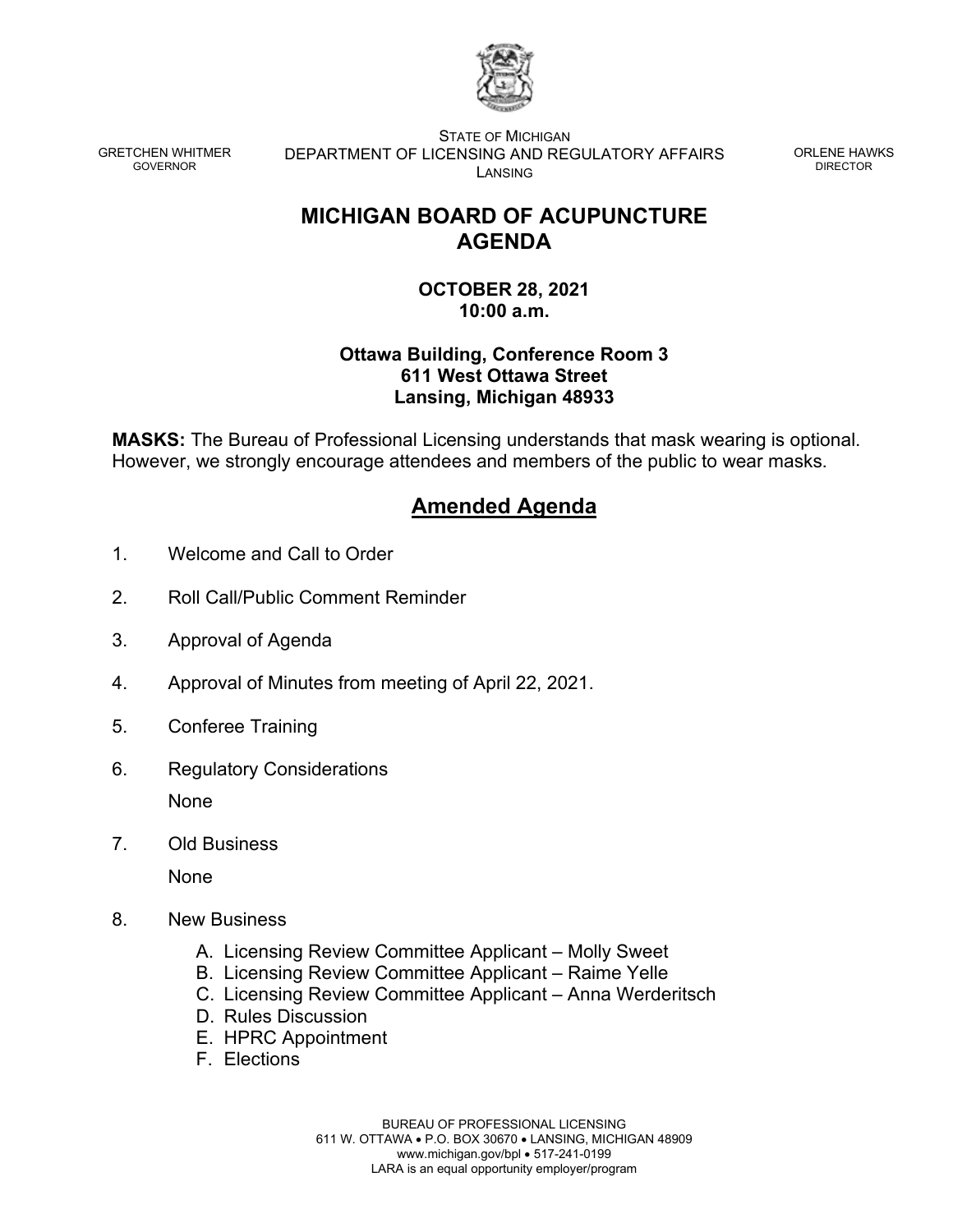GRETCHEN WHITMER
GOVERNOR

STATE OF MICHIGAN
DEPARTMENT OF LICENSING AND REGULATORY AFFAIRS
LANSING

ORLENE HAWKS
DIRECTOR

# MICHIGAN BOARD OF ACUPUNCTURE
# AGENDA

**OCTOBER 28, 2021**
**10:00 a.m.**

**Ottawa Building, Conference Room 3**
**611 West Ottawa Street**
**Lansing, Michigan 48933**

**MASKS:** The Bureau of Professional Licensing understands that mask wearing is optional. However, we strongly encourage attendees and members of the public to wear masks.

## Amended Agenda

1. Welcome and Call to Order

2. Roll Call/Public Comment Reminder

3. Approval of Agenda

4. Approval of Minutes from meeting of April 22, 2021.

5. Conferee Training

6. Regulatory Considerations

   None

7. Old Business

   None

8. New Business

   A. Licensing Review Committee Applicant – Molly Sweet
   B. Licensing Review Committee Applicant – Raime Yelle
   C. Licensing Review Committee Applicant – Anna Werderitsch
   D. Rules Discussion
   E. HPRC Appointment
   F. Elections

BUREAU OF PROFESSIONAL LICENSING
611 W. OTTAWA • P.O. BOX 30670 • LANSING, MICHIGAN 48909
www.michigan.gov/bpl • 517-241-0199
LARA is an equal opportunity employer/program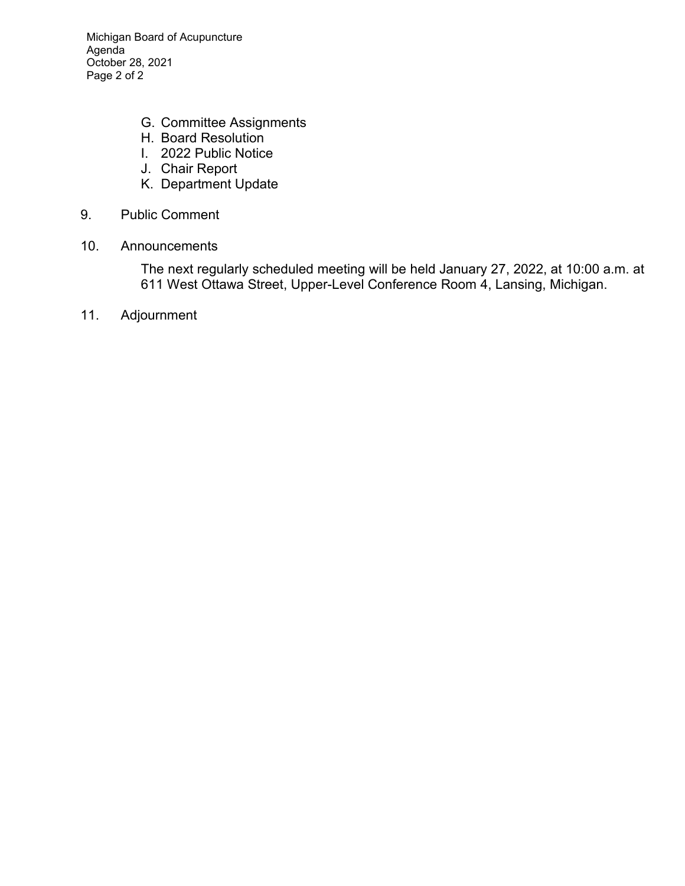G. Committee Assignments
H. Board Resolution
I. 2022 Public Notice
J. Chair Report
K. Department Update

9. Public Comment

10. Announcements

    The next regularly scheduled meeting will be held January 27, 2022, at 10:00 a.m. at 611 West Ottawa Street, Upper-Level Conference Room 4, Lansing, Michigan.

11. Adjournment